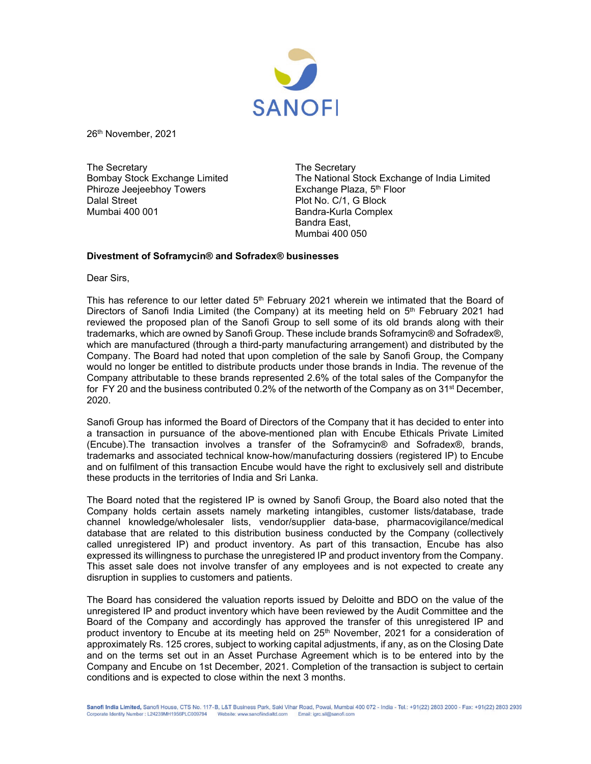SANOFI

26th November, 2021

The Secretary
Bombay Stock Exchange Limited
Phiroze Jeejeebhoy Towers
Dalal Street
Mumbai 400 001

The Secretary
The National Stock Exchange of India Limited
Exchange Plaza, 5th Floor
Plot No. C/1, G Block
Bandra-Kurla Complex
Bandra East,
Mumbai 400 050

**Divestment of Soframycin® and Sofradex® businesses**

Dear Sirs,

This has reference to our letter dated 5th February 2021 wherein we intimated that the Board of Directors of Sanofi India Limited (the Company) at its meeting held on 5th February 2021 had reviewed the proposed plan of the Sanofi Group to sell some of its old brands along with their trademarks, which are owned by Sanofi Group. These include brands Soframycin® and Sofradex®, which are manufactured (through a third-party manufacturing arrangement) and distributed by the Company. The Board had noted that upon completion of the sale by Sanofi Group, the Company would no longer be entitled to distribute products under those brands in India. The revenue of the Company attributable to these brands represented 2.6% of the total sales of the Companyfor the for FY 20 and the business contributed 0.2% of the networth of the Company as on 31st December, 2020.

Sanofi Group has informed the Board of Directors of the Company that it has decided to enter into a transaction in pursuance of the above-mentioned plan with Encube Ethicals Private Limited (Encube).The transaction involves a transfer of the Soframycin® and Sofradex®, brands, trademarks and associated technical know-how/manufacturing dossiers (registered IP) to Encube and on fulfilment of this transaction Encube would have the right to exclusively sell and distribute these products in the territories of India and Sri Lanka.

The Board noted that the registered IP is owned by Sanofi Group, the Board also noted that the Company holds certain assets namely marketing intangibles, customer lists/database, trade channel knowledge/wholesaler lists, vendor/supplier data-base, pharmacovigilance/medical database that are related to this distribution business conducted by the Company (collectively called unregistered IP) and product inventory. As part of this transaction, Encube has also expressed its willingness to purchase the unregistered IP and product inventory from the Company. This asset sale does not involve transfer of any employees and is not expected to create any disruption in supplies to customers and patients.

The Board has considered the valuation reports issued by Deloitte and BDO on the value of the unregistered IP and product inventory which have been reviewed by the Audit Committee and the Board of the Company and accordingly has approved the transfer of this unregistered IP and product inventory to Encube at its meeting held on 25th November, 2021 for a consideration of approximately Rs. 125 crores, subject to working capital adjustments, if any, as on the Closing Date and on the terms set out in an Asset Purchase Agreement which is to be entered into by the Company and Encube on 1st December, 2021. Completion of the transaction is subject to certain conditions and is expected to close within the next 3 months.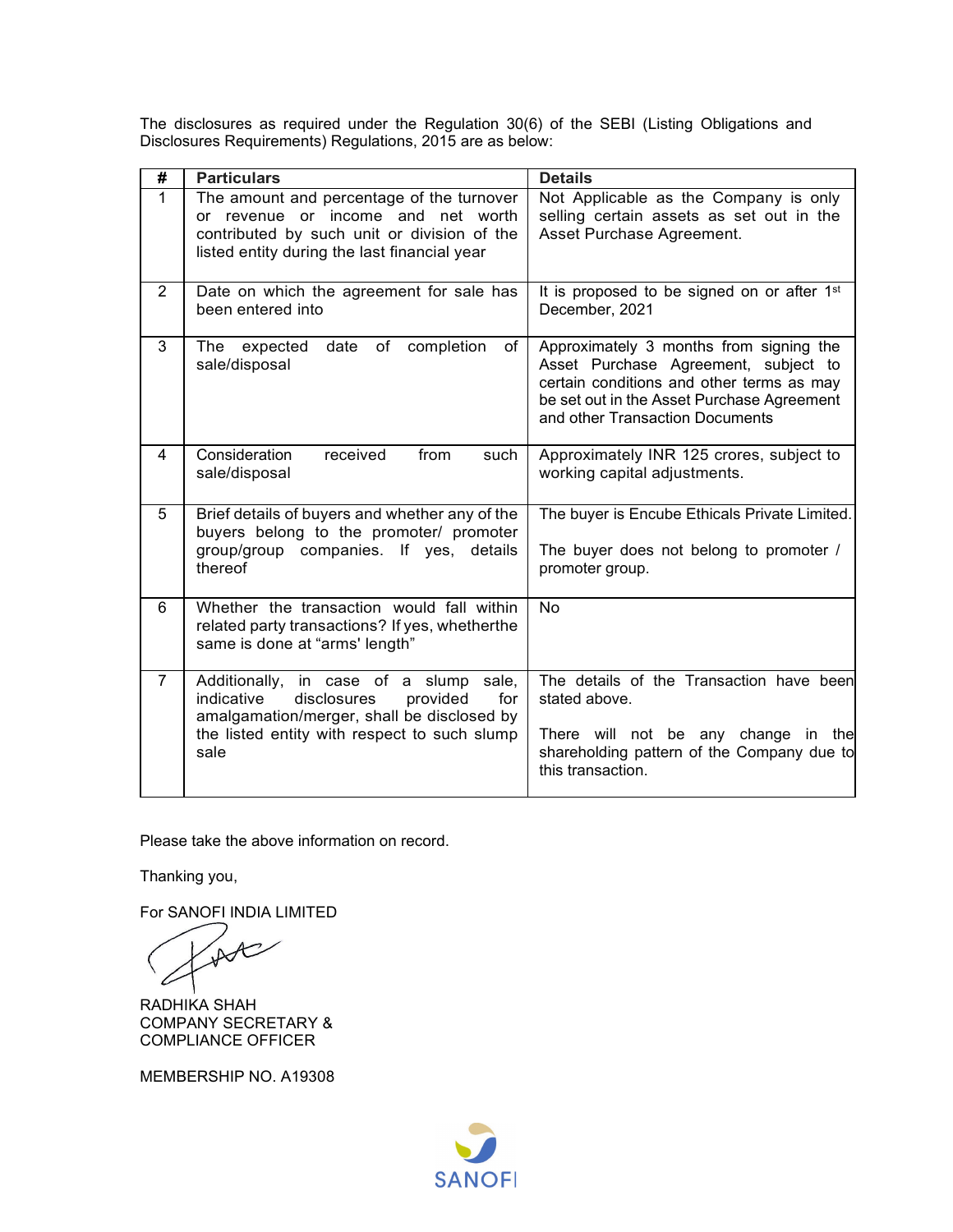The disclosures as required under the Regulation 30(6) of the SEBI (Listing Obligations and Disclosures Requirements) Regulations, 2015 are as below:

| # | Particulars | Details |
|---|---|---|
| 1 | The amount and percentage of the turnover or revenue or income and net worth contributed by such unit or division of the listed entity during the last financial year | Not Applicable as the Company is only selling certain assets as set out in the Asset Purchase Agreement. |
| 2 | Date on which the agreement for sale has been entered into | It is proposed to be signed on or after 1st December, 2021 |
| 3 | The expected date of completion of sale/disposal | Approximately 3 months from signing the Asset Purchase Agreement, subject to certain conditions and other terms as may be set out in the Asset Purchase Agreement and other Transaction Documents |
| 4 | Consideration received from such sale/disposal | Approximately INR 125 crores, subject to working capital adjustments. |
| 5 | Brief details of buyers and whether any of the buyers belong to the promoter/ promoter group/group companies. If yes, details thereof | The buyer is Encube Ethicals Private Limited.<br><br>The buyer does not belong to promoter / promoter group. |
| 6 | Whether the transaction would fall within related party transactions? If yes, whetherthe same is done at "arms' length" | No |
| 7 | Additionally, in case of a slump sale, indicative disclosures provided for amalgamation/merger, shall be disclosed by the listed entity with respect to such slump sale | The details of the Transaction have been stated above.<br><br>There will not be any change in the shareholding pattern of the Company due to this transaction. |

Please take the above information on record.

Thanking you,

For SANOFI INDIA LIMITED

RADHIKA SHAH
COMPANY SECRETARY &
COMPLIANCE OFFICER

MEMBERSHIP NO. A19308

SANOFI